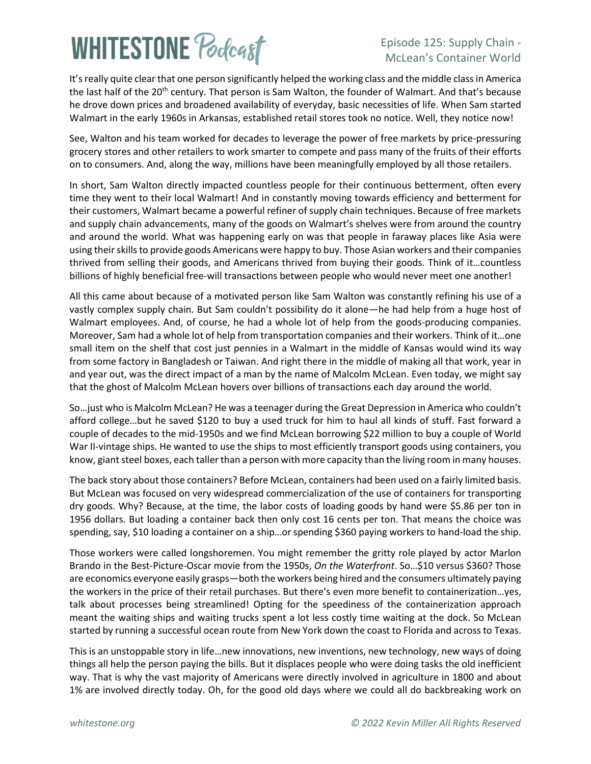# Episode 125: Supply Chain - McLean's Container World

It's really quite clear that one person significantly helped the working class and the middle class in America the last half of the 20th century. That person is Sam Walton, the founder of Walmart. And that's because he drove down prices and broadened availability of everyday, basic necessities of life. When Sam started Walmart in the early 1960s in Arkansas, established retail stores took no notice. Well, they notice now!

See, Walton and his team worked for decades to leverage the power of free markets by price-pressuring grocery stores and other retailers to work smarter to compete and pass many of the fruits of their efforts on to consumers. And, along the way, millions have been meaningfully employed by all those retailers.

In short, Sam Walton directly impacted countless people for their continuous betterment, often every time they went to their local Walmart! And in constantly moving towards efficiency and betterment for their customers, Walmart became a powerful refiner of supply chain techniques. Because of free markets and supply chain advancements, many of the goods on Walmart's shelves were from around the country and around the world. What was happening early on was that people in faraway places like Asia were using their skills to provide goods Americans were happy to buy. Those Asian workers and their companies thrived from selling their goods, and Americans thrived from buying their goods. Think of it…countless billions of highly beneficial free-will transactions between people who would never meet one another!

All this came about because of a motivated person like Sam Walton was constantly refining his use of a vastly complex supply chain. But Sam couldn't possibility do it alone—he had help from a huge host of Walmart employees. And, of course, he had a whole lot of help from the goods-producing companies. Moreover, Sam had a whole lot of help from transportation companies and their workers. Think of it…one small item on the shelf that cost just pennies in a Walmart in the middle of Kansas would wind its way from some factory in Bangladesh or Taiwan. And right there in the middle of making all that work, year in and year out, was the direct impact of a man by the name of Malcolm McLean. Even today, we might say that the ghost of Malcolm McLean hovers over billions of transactions each day around the world.

So…just who is Malcolm McLean? He was a teenager during the Great Depression in America who couldn't afford college…but he saved $120 to buy a used truck for him to haul all kinds of stuff. Fast forward a couple of decades to the mid-1950s and we find McLean borrowing $22 million to buy a couple of World War II-vintage ships. He wanted to use the ships to most efficiently transport goods using containers, you know, giant steel boxes, each taller than a person with more capacity than the living room in many houses.

The back story about those containers? Before McLean, containers had been used on a fairly limited basis. But McLean was focused on very widespread commercialization of the use of containers for transporting dry goods. Why? Because, at the time, the labor costs of loading goods by hand were $5.86 per ton in 1956 dollars. But loading a container back then only cost 16 cents per ton. That means the choice was spending, say, $10 loading a container on a ship…or spending $360 paying workers to hand-load the ship.

Those workers were called longshoremen. You might remember the gritty role played by actor Marlon Brando in the Best-Picture-Oscar movie from the 1950s, *On the Waterfront*. So…$10 versus $360? Those are economics everyone easily grasps—both the workers being hired and the consumers ultimately paying the workers in the price of their retail purchases. But there's even more benefit to containerization…yes, talk about processes being streamlined! Opting for the speediness of the containerization approach meant the waiting ships and waiting trucks spent a lot less costly time waiting at the dock. So McLean started by running a successful ocean route from New York down the coast to Florida and across to Texas.

This is an unstoppable story in life…new innovations, new inventions, new technology, new ways of doing things all help the person paying the bills. But it displaces people who were doing tasks the old inefficient way. That is why the vast majority of Americans were directly involved in agriculture in 1800 and about 1% are involved directly today. Oh, for the good old days where we could all do backbreaking work on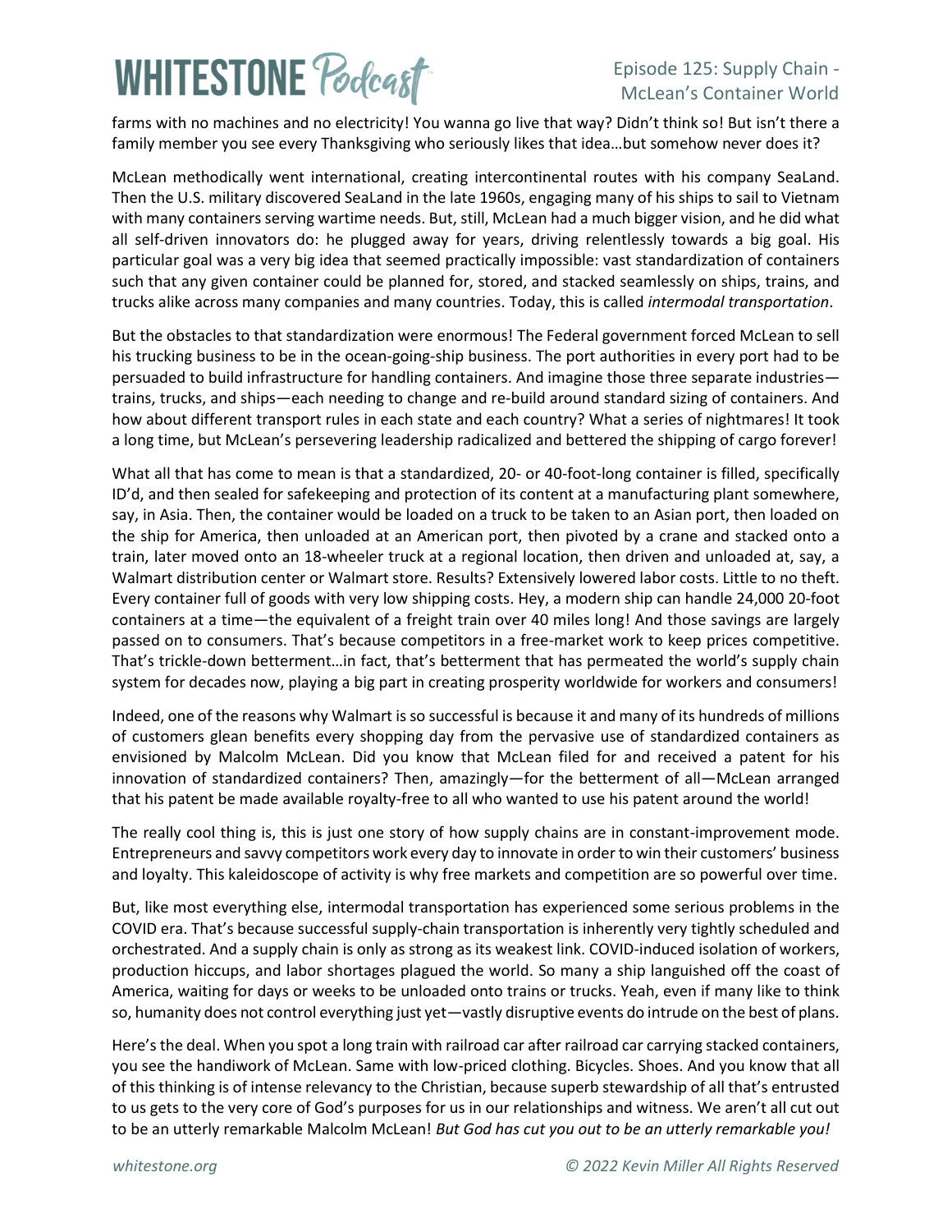farms with no machines and no electricity! You wanna go live that way? Didn't think so! But isn't there a family member you see every Thanksgiving who seriously likes that idea…but somehow never does it?

McLean methodically went international, creating intercontinental routes with his company SeaLand. Then the U.S. military discovered SeaLand in the late 1960s, engaging many of his ships to sail to Vietnam with many containers serving wartime needs. But, still, McLean had a much bigger vision, and he did what all self-driven innovators do: he plugged away for years, driving relentlessly towards a big goal. His particular goal was a very big idea that seemed practically impossible: vast standardization of containers such that any given container could be planned for, stored, and stacked seamlessly on ships, trains, and trucks alike across many companies and many countries. Today, this is called *intermodal transportation*.

But the obstacles to that standardization were enormous! The Federal government forced McLean to sell his trucking business to be in the ocean-going-ship business. The port authorities in every port had to be persuaded to build infrastructure for handling containers. And imagine those three separate industries—trains, trucks, and ships—each needing to change and re-build around standard sizing of containers. And how about different transport rules in each state and each country? What a series of nightmares! It took a long time, but McLean's persevering leadership radicalized and bettered the shipping of cargo forever!

What all that has come to mean is that a standardized, 20- or 40-foot-long container is filled, specifically ID'd, and then sealed for safekeeping and protection of its content at a manufacturing plant somewhere, say, in Asia. Then, the container would be loaded on a truck to be taken to an Asian port, then loaded on the ship for America, then unloaded at an American port, then pivoted by a crane and stacked onto a train, later moved onto an 18-wheeler truck at a regional location, then driven and unloaded at, say, a Walmart distribution center or Walmart store. Results? Extensively lowered labor costs. Little to no theft. Every container full of goods with very low shipping costs. Hey, a modern ship can handle 24,000 20-foot containers at a time—the equivalent of a freight train over 40 miles long! And those savings are largely passed on to consumers. That's because competitors in a free-market work to keep prices competitive. That's trickle-down betterment…in fact, that's betterment that has permeated the world's supply chain system for decades now, playing a big part in creating prosperity worldwide for workers and consumers!

Indeed, one of the reasons why Walmart is so successful is because it and many of its hundreds of millions of customers glean benefits every shopping day from the pervasive use of standardized containers as envisioned by Malcolm McLean. Did you know that McLean filed for and received a patent for his innovation of standardized containers? Then, amazingly—for the betterment of all—McLean arranged that his patent be made available royalty-free to all who wanted to use his patent around the world!

The really cool thing is, this is just one story of how supply chains are in constant-improvement mode. Entrepreneurs and savvy competitors work every day to innovate in order to win their customers' business and loyalty. This kaleidoscope of activity is why free markets and competition are so powerful over time.

But, like most everything else, intermodal transportation has experienced some serious problems in the COVID era. That's because successful supply-chain transportation is inherently very tightly scheduled and orchestrated. And a supply chain is only as strong as its weakest link. COVID-induced isolation of workers, production hiccups, and labor shortages plagued the world. So many a ship languished off the coast of America, waiting for days or weeks to be unloaded onto trains or trucks. Yeah, even if many like to think so, humanity does not control everything just yet—vastly disruptive events do intrude on the best of plans.

Here's the deal. When you spot a long train with railroad car after railroad car carrying stacked containers, you see the handiwork of McLean. Same with low-priced clothing. Bicycles. Shoes. And you know that all of this thinking is of intense relevancy to the Christian, because superb stewardship of all that's entrusted to us gets to the very core of God's purposes for us in our relationships and witness. We aren't all cut out to be an utterly remarkable Malcolm McLean! *But God has cut you out to be an utterly remarkable you!*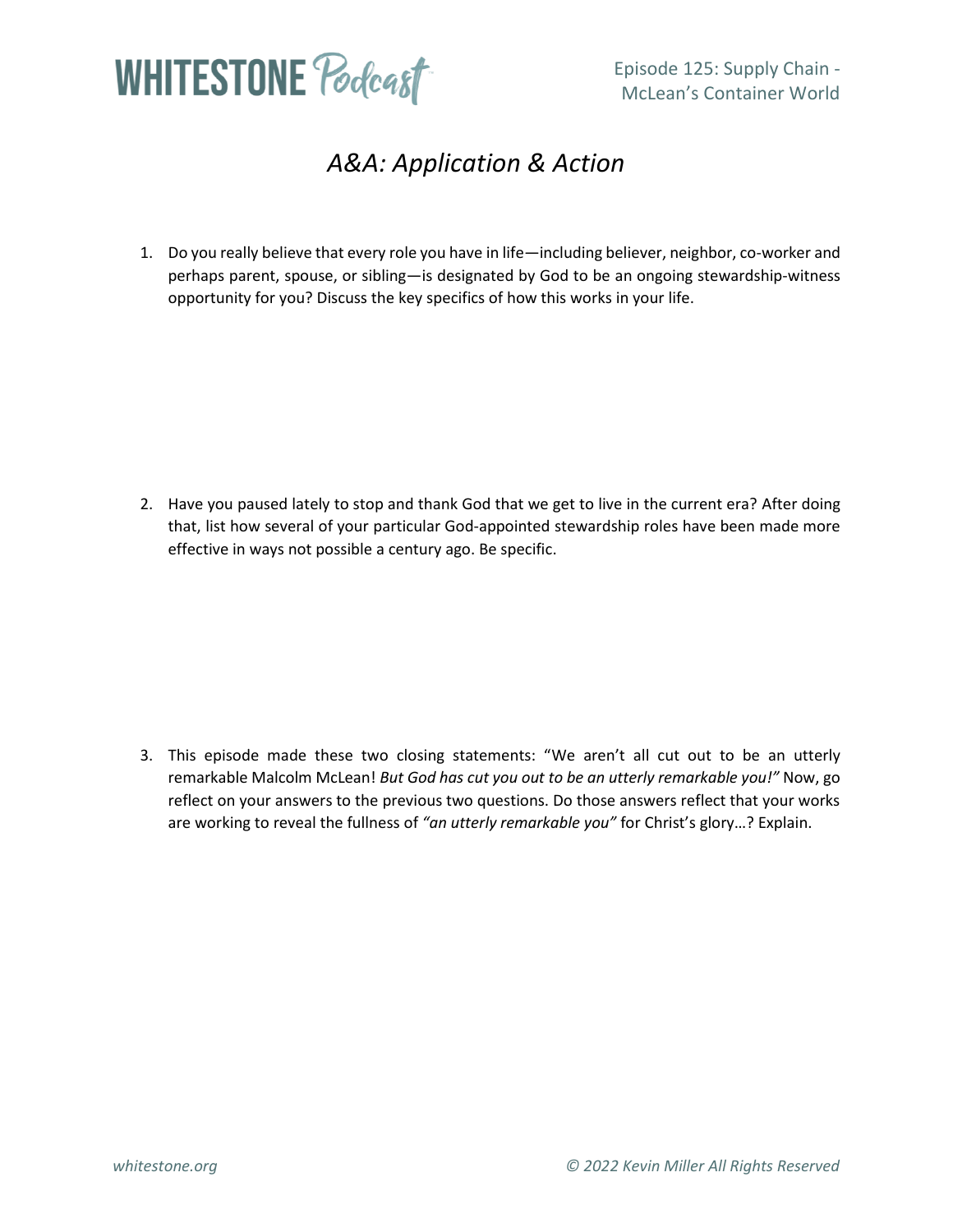# *A&A: Application & Action*

1. Do you really believe that every role you have in life—including believer, neighbor, co-worker and perhaps parent, spouse, or sibling—is designated by God to be an ongoing stewardship-witness opportunity for you? Discuss the key specifics of how this works in your life.

2. Have you paused lately to stop and thank God that we get to live in the current era? After doing that, list how several of your particular God-appointed stewardship roles have been made more effective in ways not possible a century ago. Be specific.

3. This episode made these two closing statements: "We aren't all cut out to be an utterly remarkable Malcolm McLean! *But God has cut you out to be an utterly remarkable you!"* Now, go reflect on your answers to the previous two questions. Do those answers reflect that your works are working to reveal the fullness of *"an utterly remarkable you"* for Christ's glory…? Explain.